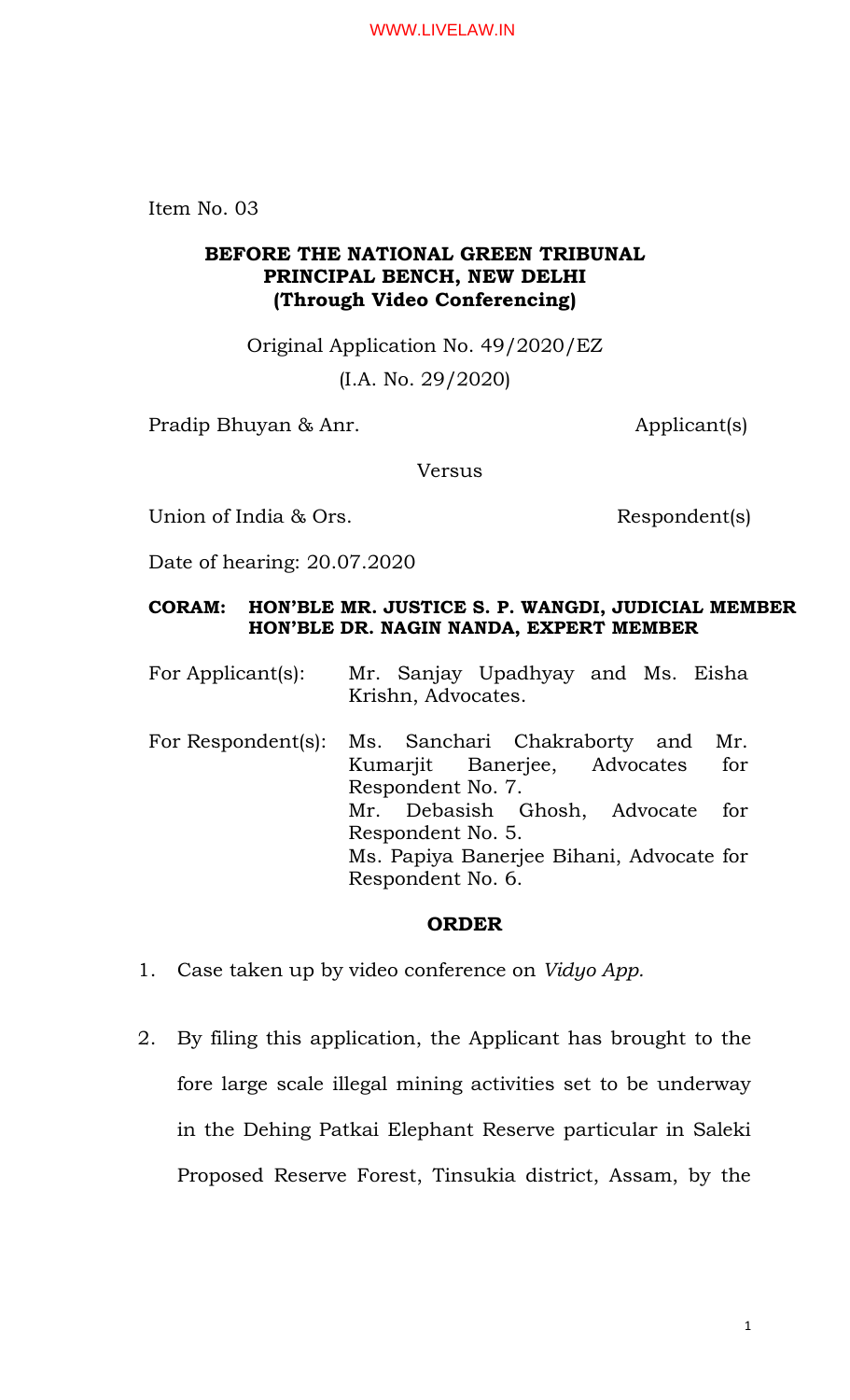Item No. 03

**BEFORE THE NATIONAL GREEN TRIBUNAL**
**PRINCIPAL BENCH, NEW DELHI**
**(Through Video Conferencing)**

Original Application No. 49/2020/EZ

(I.A. No. 29/2020)

Pradip Bhuyan & Anr. Applicant(s)

Versus

Union of India & Ors. Respondent(s)

Date of hearing: 20.07.2020

**CORAM: HON'BLE MR. JUSTICE S. P. WANGDI, JUDICIAL MEMBER**
**HON'BLE DR. NAGIN NANDA, EXPERT MEMBER**

For Applicant(s): Mr. Sanjay Upadhyay and Ms. Eisha Krishn, Advocates.

For Respondent(s): Ms. Sanchari Chakraborty and Mr. Kumarjit Banerjee, Advocates for Respondent No. 7.
Mr. Debasish Ghosh, Advocate for Respondent No. 5.
Ms. Papiya Banerjee Bihani, Advocate for Respondent No. 6.

**ORDER**

1. Case taken up by video conference on *Vidyo App.*

2. By filing this application, the Applicant has brought to the fore large scale illegal mining activities set to be underway in the Dehing Patkai Elephant Reserve particular in Saleki Proposed Reserve Forest, Tinsukia district, Assam, by the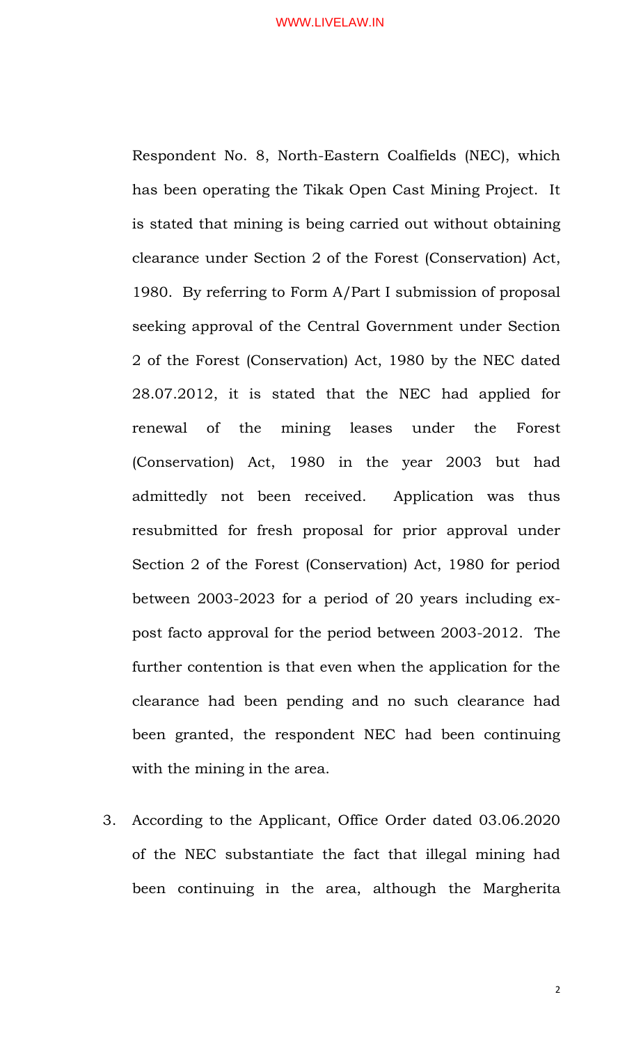Respondent No. 8, North-Eastern Coalfields (NEC), which has been operating the Tikak Open Cast Mining Project. It is stated that mining is being carried out without obtaining clearance under Section 2 of the Forest (Conservation) Act, 1980. By referring to Form A/Part I submission of proposal seeking approval of the Central Government under Section 2 of the Forest (Conservation) Act, 1980 by the NEC dated 28.07.2012, it is stated that the NEC had applied for renewal of the mining leases under the Forest (Conservation) Act, 1980 in the year 2003 but had admittedly not been received. Application was thus resubmitted for fresh proposal for prior approval under Section 2 of the Forest (Conservation) Act, 1980 for period between 2003-2023 for a period of 20 years including ex-post facto approval for the period between 2003-2012. The further contention is that even when the application for the clearance had been pending and no such clearance had been granted, the respondent NEC had been continuing with the mining in the area.

3. According to the Applicant, Office Order dated 03.06.2020 of the NEC substantiate the fact that illegal mining had been continuing in the area, although the Margherita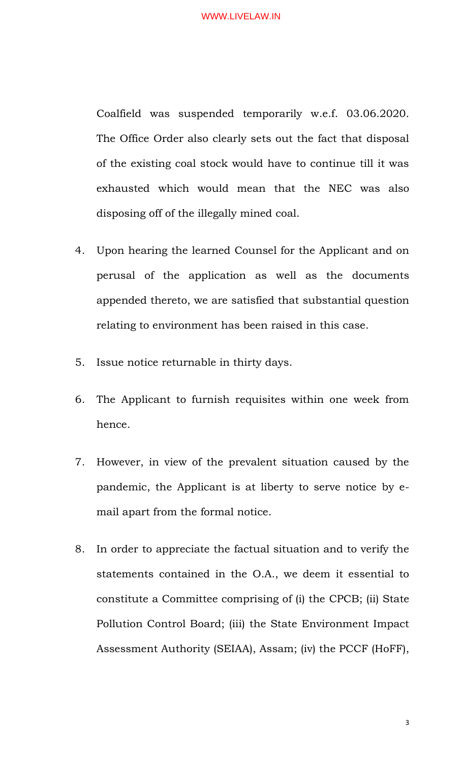Coalfield was suspended temporarily w.e.f. 03.06.2020. The Office Order also clearly sets out the fact that disposal of the existing coal stock would have to continue till it was exhausted which would mean that the NEC was also disposing off of the illegally mined coal.

4. Upon hearing the learned Counsel for the Applicant and on perusal of the application as well as the documents appended thereto, we are satisfied that substantial question relating to environment has been raised in this case.

5. Issue notice returnable in thirty days.

6. The Applicant to furnish requisites within one week from hence.

7. However, in view of the prevalent situation caused by the pandemic, the Applicant is at liberty to serve notice by e-mail apart from the formal notice.

8. In order to appreciate the factual situation and to verify the statements contained in the O.A., we deem it essential to constitute a Committee comprising of (i) the CPCB; (ii) State Pollution Control Board; (iii) the State Environment Impact Assessment Authority (SEIAA), Assam; (iv) the PCCF (HoFF),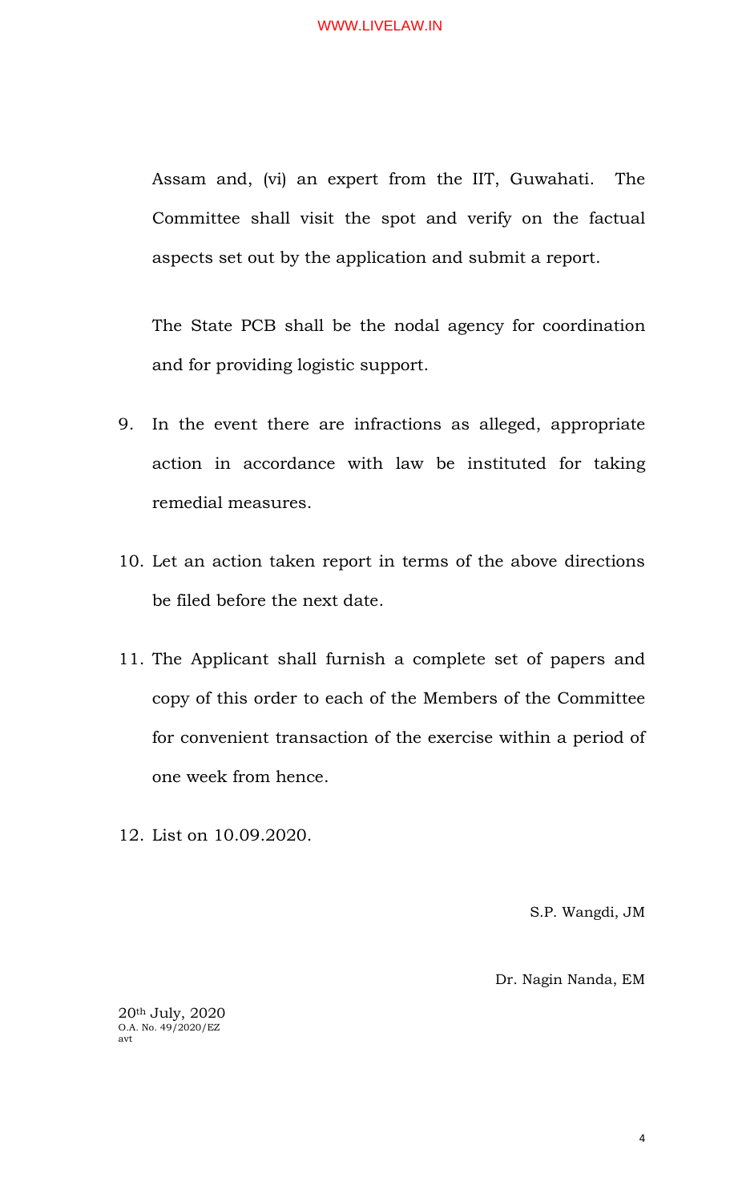Assam and, (vi) an expert from the IIT, Guwahati. The Committee shall visit the spot and verify on the factual aspects set out by the application and submit a report.

The State PCB shall be the nodal agency for coordination and for providing logistic support.

9. In the event there are infractions as alleged, appropriate action in accordance with law be instituted for taking remedial measures.

10. Let an action taken report in terms of the above directions be filed before the next date.

11. The Applicant shall furnish a complete set of papers and copy of this order to each of the Members of the Committee for convenient transaction of the exercise within a period of one week from hence.

12. List on 10.09.2020.

S.P. Wangdi, JM

Dr. Nagin Nanda, EM

20th July, 2020
O.A. No. 49/2020/EZ
avt